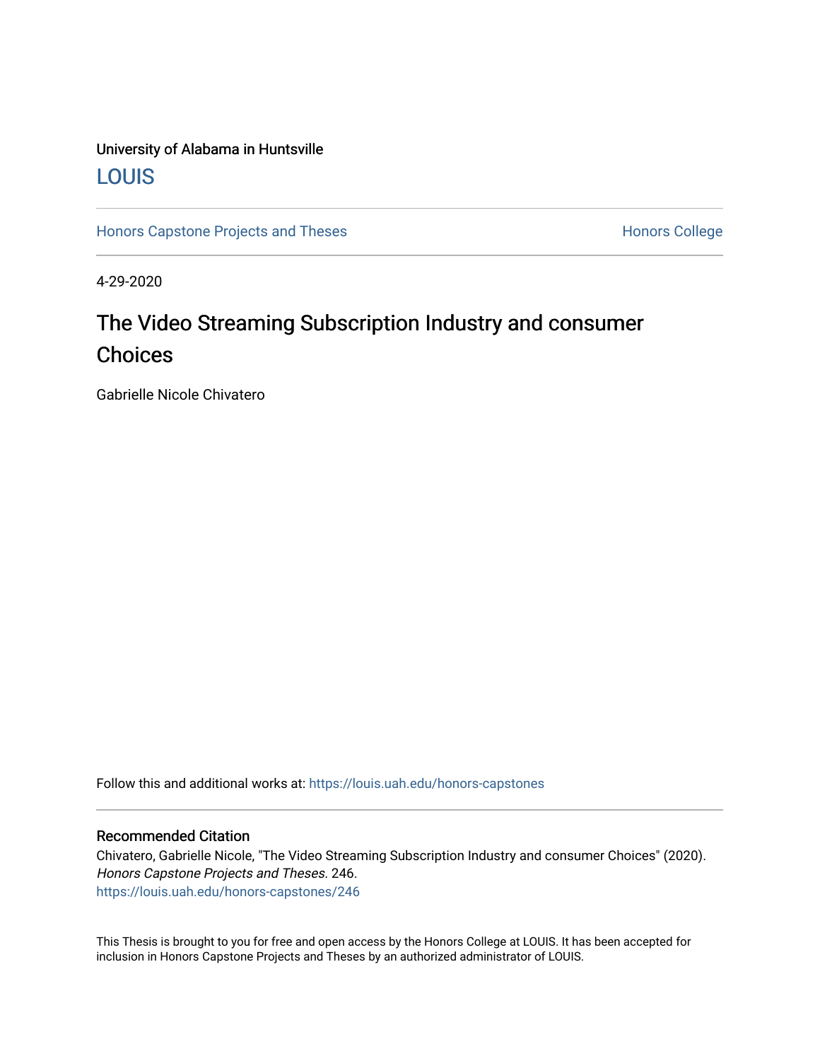University of Alabama in Huntsville

LOUIS

Honors Capstone Projects and Theses

Honors College

4-29-2020

# The Video Streaming Subscription Industry and consumer Choices

Gabrielle Nicole Chivatero

Follow this and additional works at: https://louis.uah.edu/honors-capstones

### Recommended Citation

Chivatero, Gabrielle Nicole, "The Video Streaming Subscription Industry and consumer Choices" (2020). *Honors Capstone Projects and Theses*. 246.
https://louis.uah.edu/honors-capstones/246

This Thesis is brought to you for free and open access by the Honors College at LOUIS. It has been accepted for inclusion in Honors Capstone Projects and Theses by an authorized administrator of LOUIS.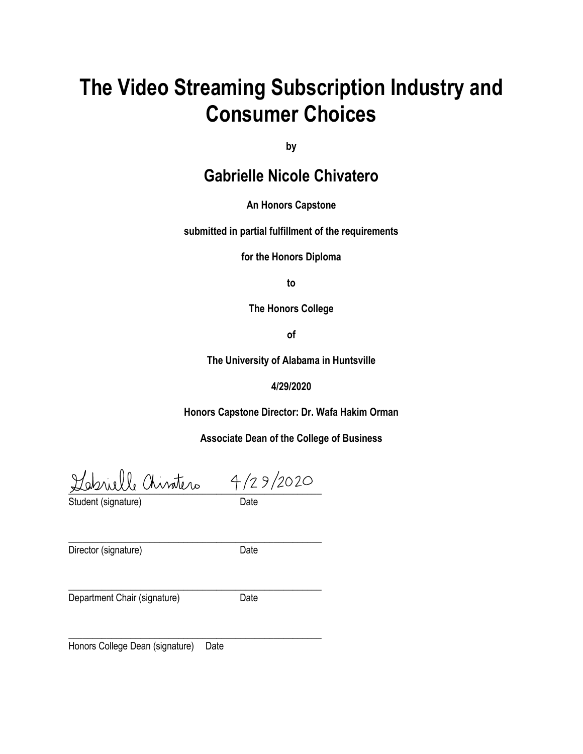# The Video Streaming Subscription Industry and Consumer Choices

**by**

## Gabrielle Nicole Chivatero

**An Honors Capstone**

**submitted in partial fulfillment of the requirements**

**for the Honors Diploma**

**to**

**The Honors College**

**of**

**The University of Alabama in Huntsville**

**4/29/2020**

**Honors Capstone Director: Dr. Wafa Hakim Orman**

**Associate Dean of the College of Business**

Gabrielle Chivatero 4/29/2020
_______________________________________________
Student (signature) Date

_______________________________________________
Director (signature) Date

_______________________________________________
Department Chair (signature) Date

_______________________________________________
Honors College Dean (signature) Date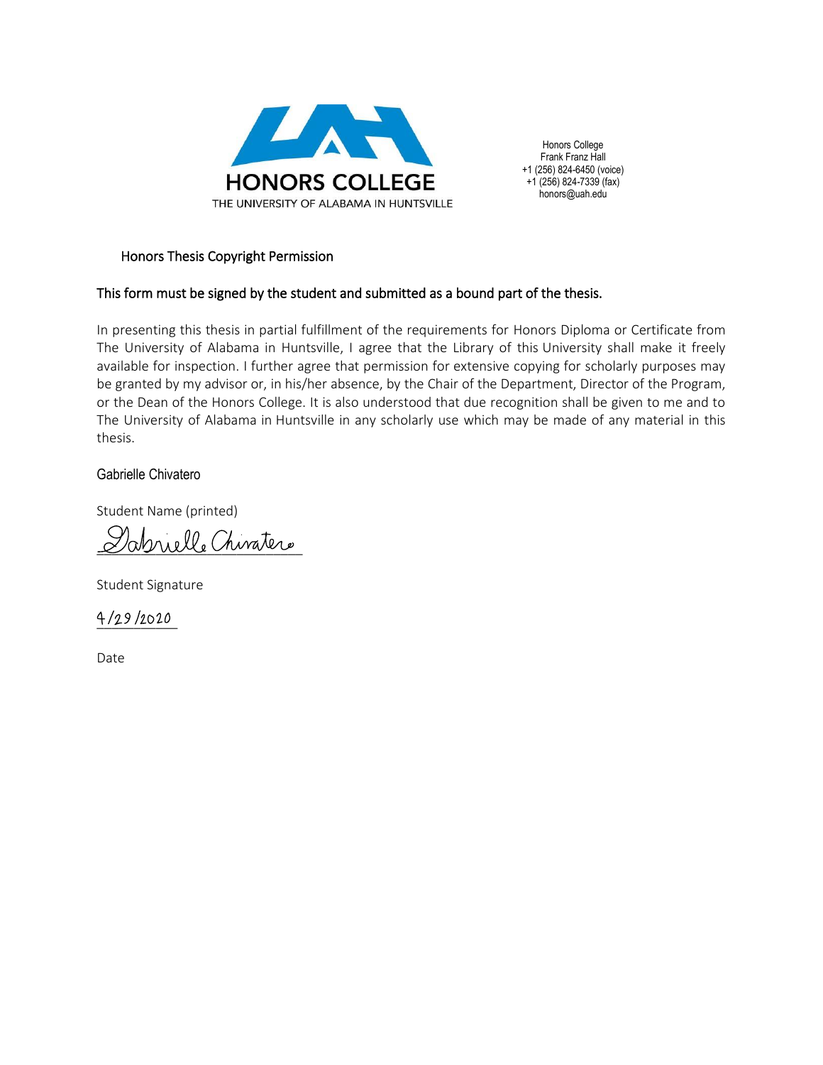HONORS COLLEGE
THE UNIVERSITY OF ALABAMA IN HUNTSVILLE

Honors College
Frank Franz Hall
+1 (256) 824-6450 (voice)
+1 (256) 824-7339 (fax)
honors@uah.edu

## Honors Thesis Copyright Permission

**This form must be signed by the student and submitted as a bound part of the thesis.**

In presenting this thesis in partial fulfillment of the requirements for Honors Diploma or Certificate from The University of Alabama in Huntsville, I agree that the Library of this University shall make it freely available for inspection. I further agree that permission for extensive copying for scholarly purposes may be granted by my advisor or, in his/her absence, by the Chair of the Department, Director of the Program, or the Dean of the Honors College. It is also understood that due recognition shall be given to me and to The University of Alabama in Huntsville in any scholarly use which may be made of any material in this thesis.

Gabrielle Chivatero

Student Name (printed)

Gabrielle Chivatero

Student Signature

4/29/2020

Date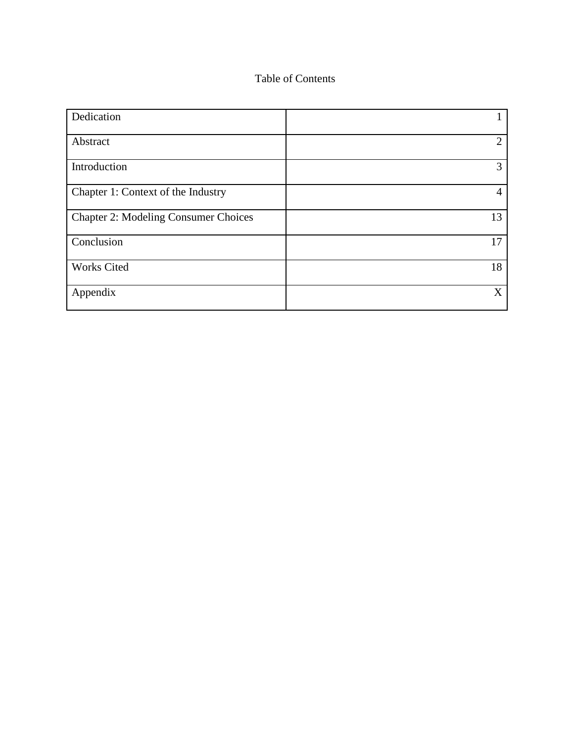# Table of Contents

| | |
|---|---|
| Dedication | 1 |
| Abstract | 2 |
| Introduction | 3 |
| Chapter 1: Context of the Industry | 4 |
| Chapter 2: Modeling Consumer Choices | 13 |
| Conclusion | 17 |
| Works Cited | 18 |
| Appendix | X |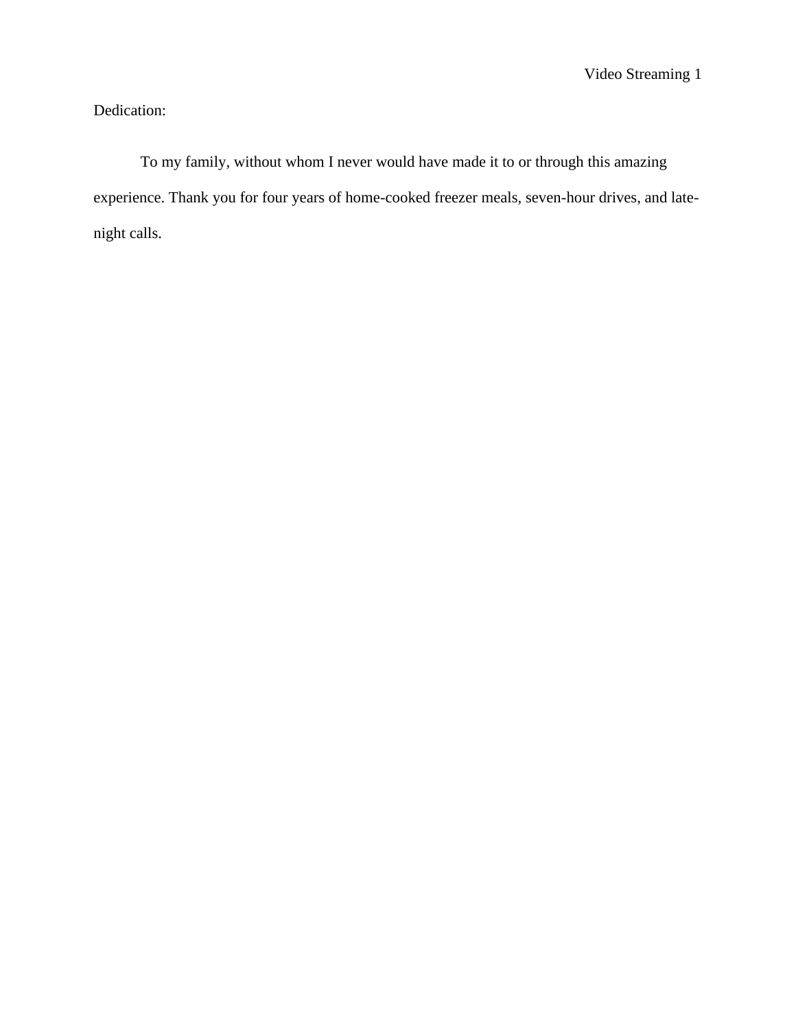Dedication:

To my family, without whom I never would have made it to or through this amazing experience. Thank you for four years of home-cooked freezer meals, seven-hour drives, and late-night calls.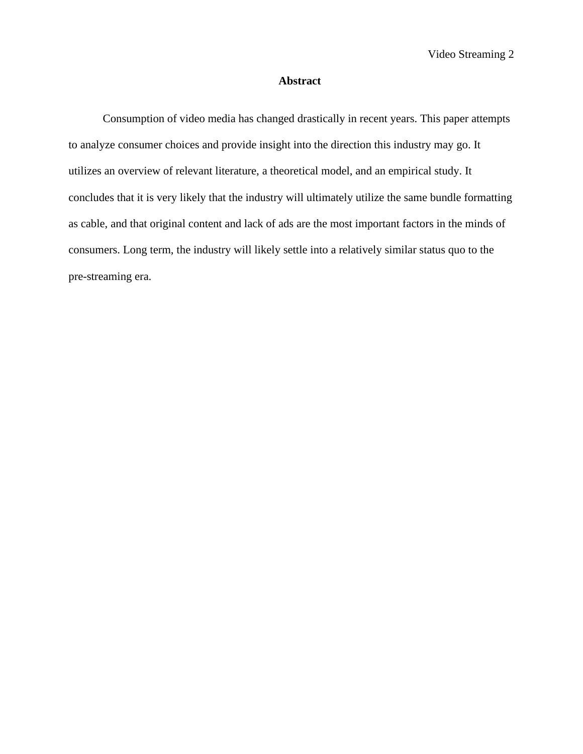# Abstract

Consumption of video media has changed drastically in recent years. This paper attempts to analyze consumer choices and provide insight into the direction this industry may go. It utilizes an overview of relevant literature, a theoretical model, and an empirical study. It concludes that it is very likely that the industry will ultimately utilize the same bundle formatting as cable, and that original content and lack of ads are the most important factors in the minds of consumers. Long term, the industry will likely settle into a relatively similar status quo to the pre-streaming era.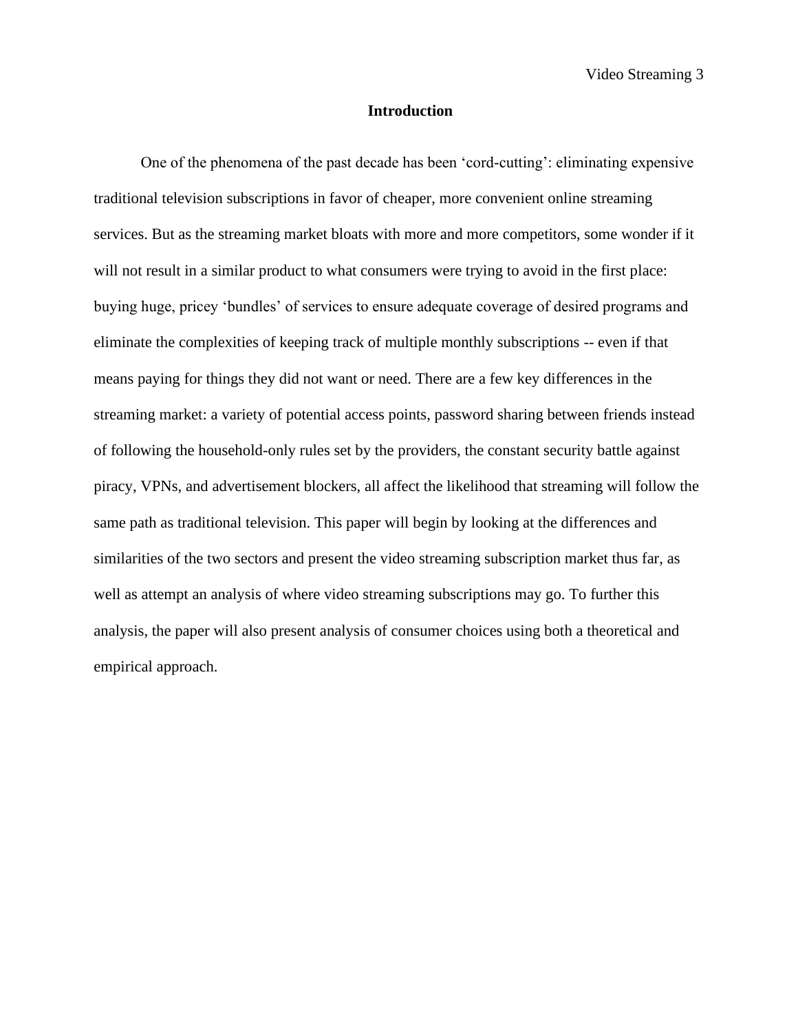## Introduction

One of the phenomena of the past decade has been ‘cord-cutting’: eliminating expensive traditional television subscriptions in favor of cheaper, more convenient online streaming services. But as the streaming market bloats with more and more competitors, some wonder if it will not result in a similar product to what consumers were trying to avoid in the first place: buying huge, pricey ‘bundles’ of services to ensure adequate coverage of desired programs and eliminate the complexities of keeping track of multiple monthly subscriptions -- even if that means paying for things they did not want or need. There are a few key differences in the streaming market: a variety of potential access points, password sharing between friends instead of following the household-only rules set by the providers, the constant security battle against piracy, VPNs, and advertisement blockers, all affect the likelihood that streaming will follow the same path as traditional television. This paper will begin by looking at the differences and similarities of the two sectors and present the video streaming subscription market thus far, as well as attempt an analysis of where video streaming subscriptions may go. To further this analysis, the paper will also present analysis of consumer choices using both a theoretical and empirical approach.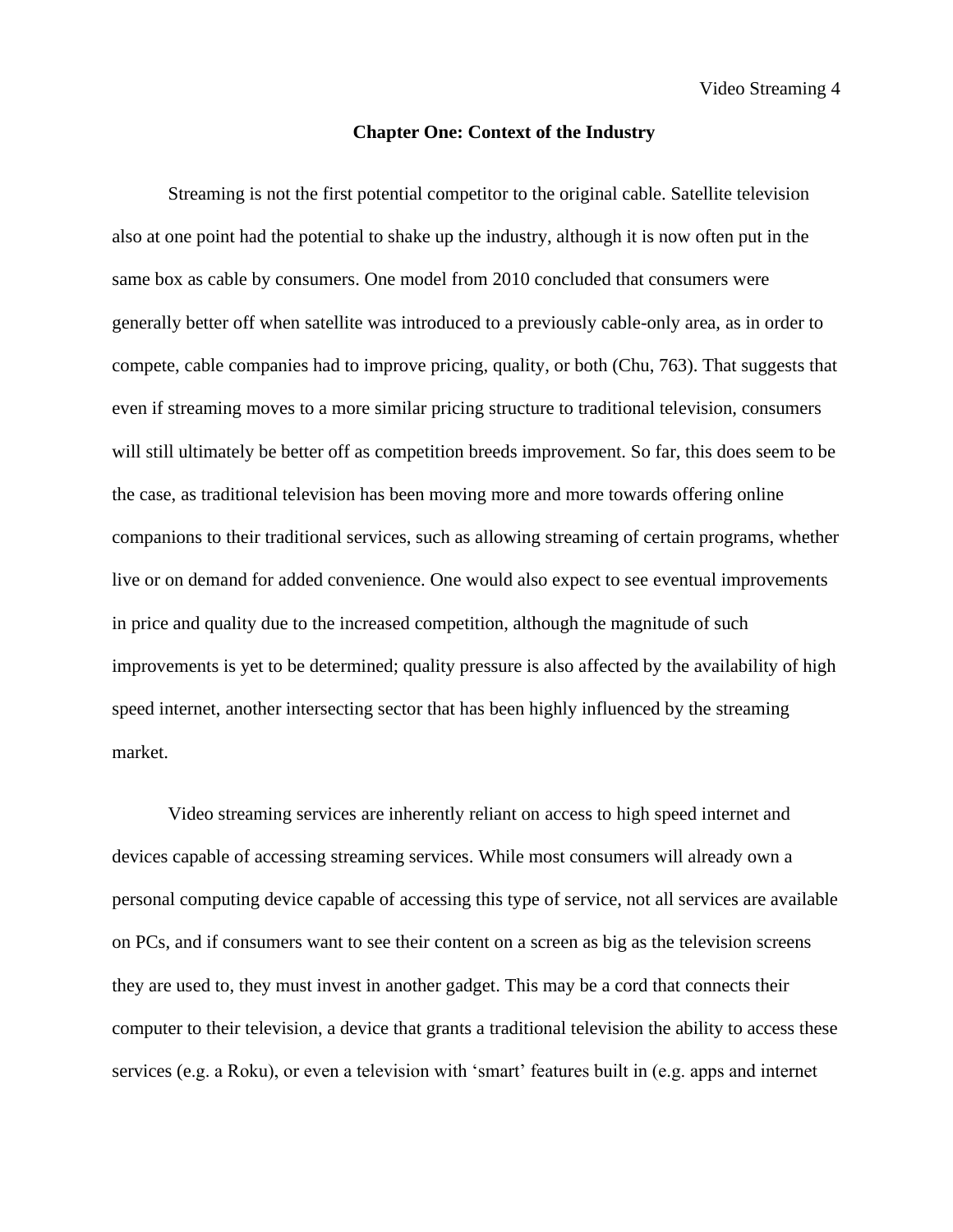# Chapter One: Context of the Industry

Streaming is not the first potential competitor to the original cable. Satellite television also at one point had the potential to shake up the industry, although it is now often put in the same box as cable by consumers. One model from 2010 concluded that consumers were generally better off when satellite was introduced to a previously cable-only area, as in order to compete, cable companies had to improve pricing, quality, or both (Chu, 763). That suggests that even if streaming moves to a more similar pricing structure to traditional television, consumers will still ultimately be better off as competition breeds improvement. So far, this does seem to be the case, as traditional television has been moving more and more towards offering online companions to their traditional services, such as allowing streaming of certain programs, whether live or on demand for added convenience. One would also expect to see eventual improvements in price and quality due to the increased competition, although the magnitude of such improvements is yet to be determined; quality pressure is also affected by the availability of high speed internet, another intersecting sector that has been highly influenced by the streaming market.

Video streaming services are inherently reliant on access to high speed internet and devices capable of accessing streaming services. While most consumers will already own a personal computing device capable of accessing this type of service, not all services are available on PCs, and if consumers want to see their content on a screen as big as the television screens they are used to, they must invest in another gadget. This may be a cord that connects their computer to their television, a device that grants a traditional television the ability to access these services (e.g. a Roku), or even a television with 'smart' features built in (e.g. apps and internet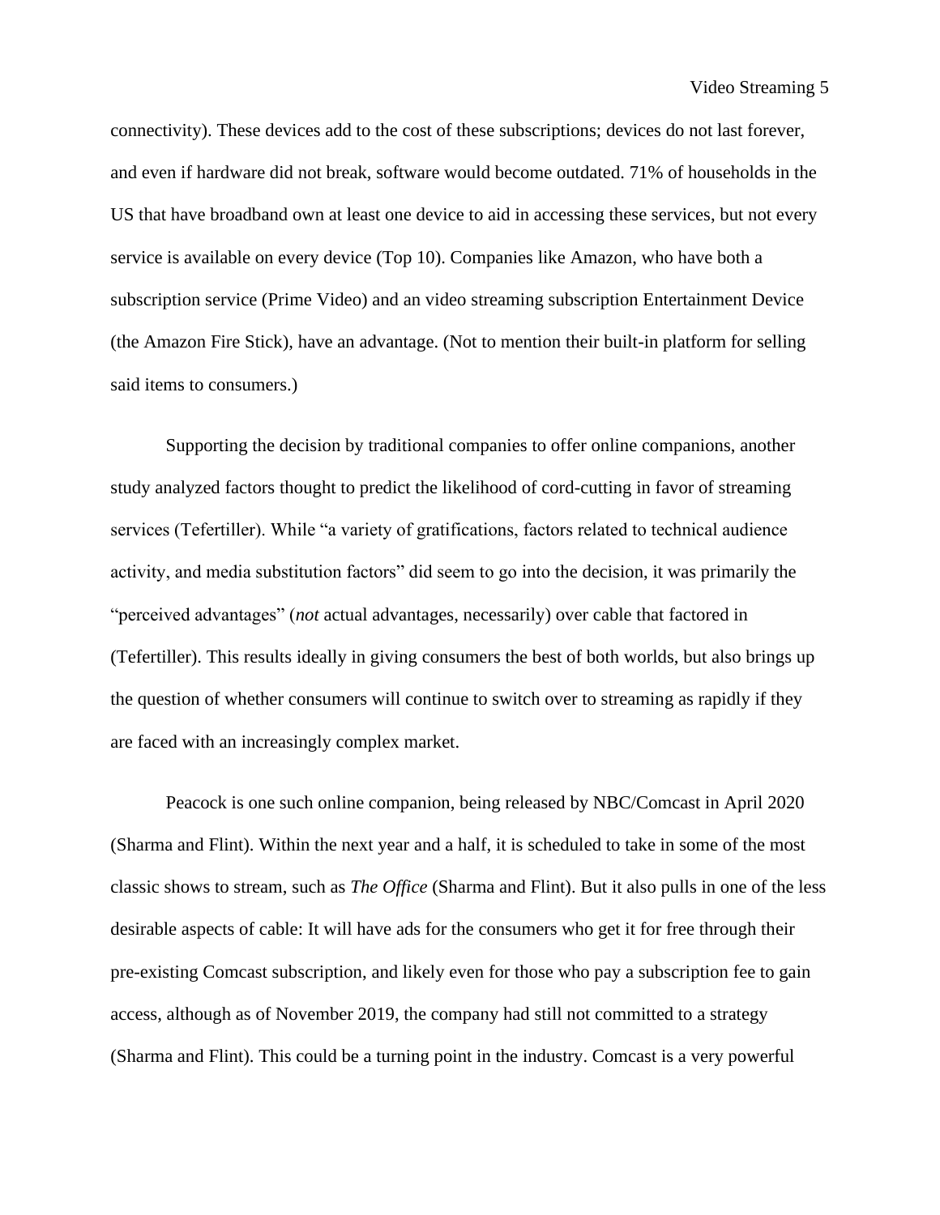connectivity). These devices add to the cost of these subscriptions; devices do not last forever, and even if hardware did not break, software would become outdated. 71% of households in the US that have broadband own at least one device to aid in accessing these services, but not every service is available on every device (Top 10). Companies like Amazon, who have both a subscription service (Prime Video) and an video streaming subscription Entertainment Device (the Amazon Fire Stick), have an advantage. (Not to mention their built-in platform for selling said items to consumers.)

Supporting the decision by traditional companies to offer online companions, another study analyzed factors thought to predict the likelihood of cord-cutting in favor of streaming services (Tefertiller). While "a variety of gratifications, factors related to technical audience activity, and media substitution factors" did seem to go into the decision, it was primarily the "perceived advantages" (*not* actual advantages, necessarily) over cable that factored in (Tefertiller). This results ideally in giving consumers the best of both worlds, but also brings up the question of whether consumers will continue to switch over to streaming as rapidly if they are faced with an increasingly complex market.

Peacock is one such online companion, being released by NBC/Comcast in April 2020 (Sharma and Flint). Within the next year and a half, it is scheduled to take in some of the most classic shows to stream, such as *The Office* (Sharma and Flint). But it also pulls in one of the less desirable aspects of cable: It will have ads for the consumers who get it for free through their pre-existing Comcast subscription, and likely even for those who pay a subscription fee to gain access, although as of November 2019, the company had still not committed to a strategy (Sharma and Flint). This could be a turning point in the industry. Comcast is a very powerful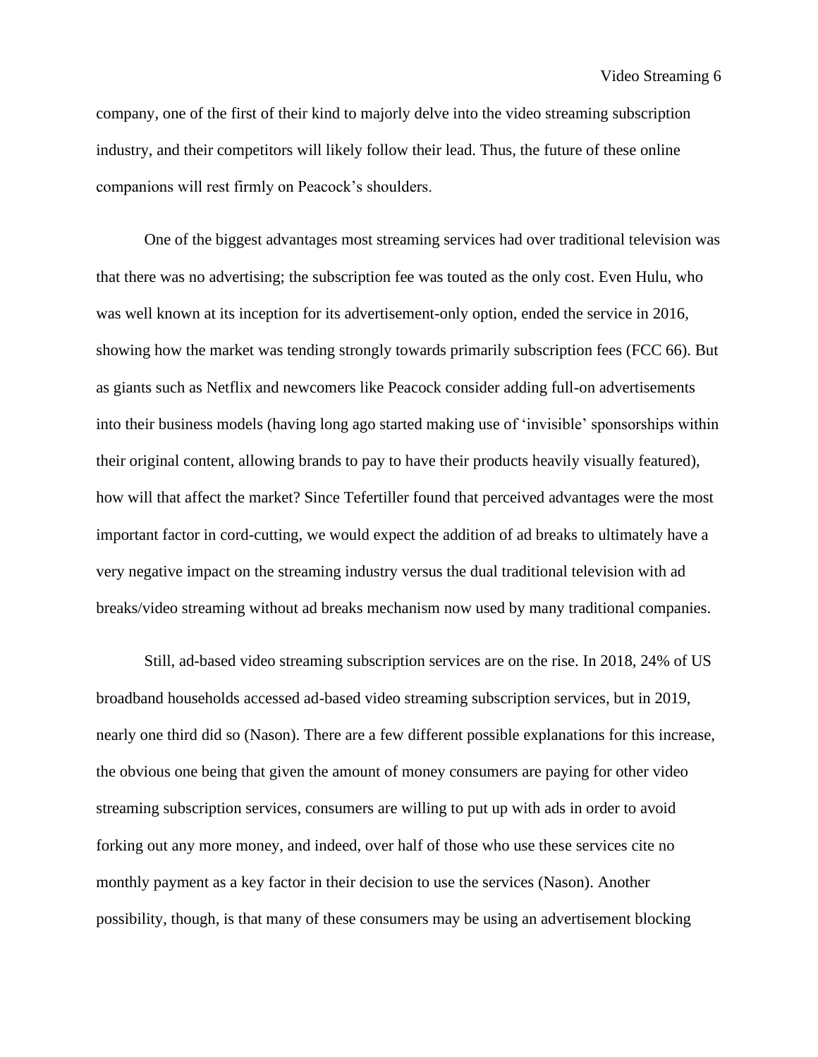company, one of the first of their kind to majorly delve into the video streaming subscription industry, and their competitors will likely follow their lead. Thus, the future of these online companions will rest firmly on Peacock's shoulders.

One of the biggest advantages most streaming services had over traditional television was that there was no advertising; the subscription fee was touted as the only cost. Even Hulu, who was well known at its inception for its advertisement-only option, ended the service in 2016, showing how the market was tending strongly towards primarily subscription fees (FCC 66). But as giants such as Netflix and newcomers like Peacock consider adding full-on advertisements into their business models (having long ago started making use of 'invisible' sponsorships within their original content, allowing brands to pay to have their products heavily visually featured), how will that affect the market? Since Tefertiller found that perceived advantages were the most important factor in cord-cutting, we would expect the addition of ad breaks to ultimately have a very negative impact on the streaming industry versus the dual traditional television with ad breaks/video streaming without ad breaks mechanism now used by many traditional companies.

Still, ad-based video streaming subscription services are on the rise. In 2018, 24% of US broadband households accessed ad-based video streaming subscription services, but in 2019, nearly one third did so (Nason). There are a few different possible explanations for this increase, the obvious one being that given the amount of money consumers are paying for other video streaming subscription services, consumers are willing to put up with ads in order to avoid forking out any more money, and indeed, over half of those who use these services cite no monthly payment as a key factor in their decision to use the services (Nason). Another possibility, though, is that many of these consumers may be using an advertisement blocking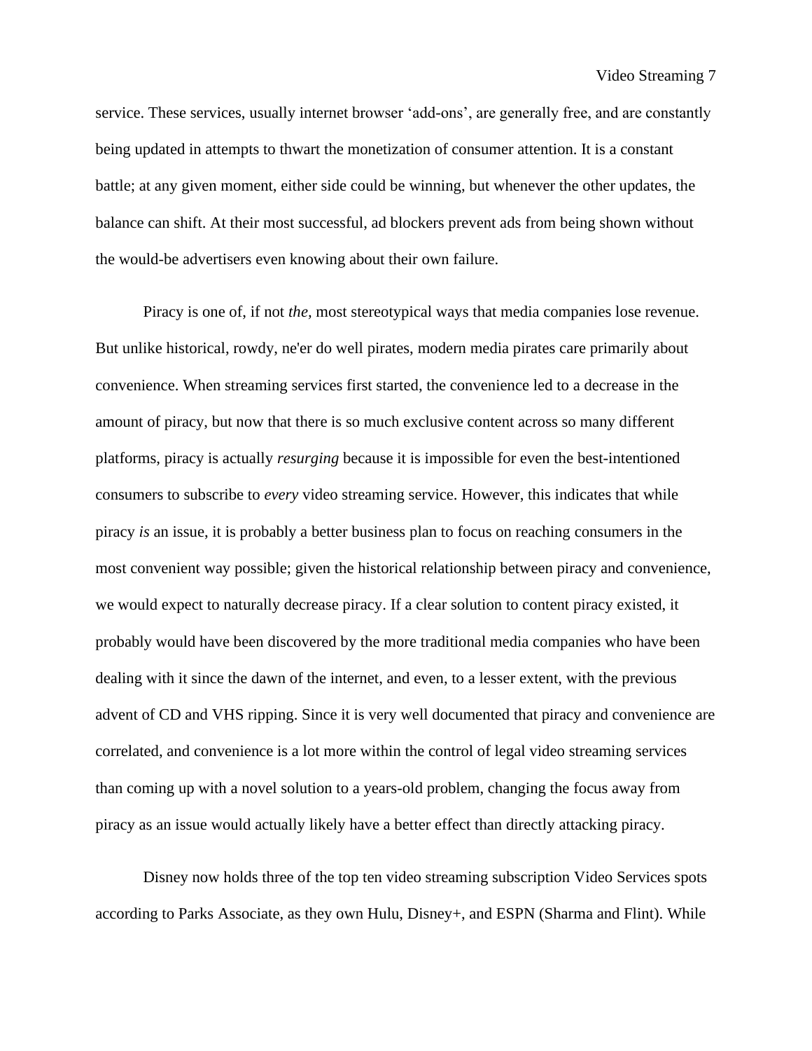service. These services, usually internet browser ‘add-ons’, are generally free, and are constantly being updated in attempts to thwart the monetization of consumer attention. It is a constant battle; at any given moment, either side could be winning, but whenever the other updates, the balance can shift. At their most successful, ad blockers prevent ads from being shown without the would-be advertisers even knowing about their own failure.

Piracy is one of, if not *the*, most stereotypical ways that media companies lose revenue. But unlike historical, rowdy, ne'er do well pirates, modern media pirates care primarily about convenience. When streaming services first started, the convenience led to a decrease in the amount of piracy, but now that there is so much exclusive content across so many different platforms, piracy is actually *resurging* because it is impossible for even the best-intentioned consumers to subscribe to *every* video streaming service. However, this indicates that while piracy *is* an issue, it is probably a better business plan to focus on reaching consumers in the most convenient way possible; given the historical relationship between piracy and convenience, we would expect to naturally decrease piracy. If a clear solution to content piracy existed, it probably would have been discovered by the more traditional media companies who have been dealing with it since the dawn of the internet, and even, to a lesser extent, with the previous advent of CD and VHS ripping. Since it is very well documented that piracy and convenience are correlated, and convenience is a lot more within the control of legal video streaming services than coming up with a novel solution to a years-old problem, changing the focus away from piracy as an issue would actually likely have a better effect than directly attacking piracy.

Disney now holds three of the top ten video streaming subscription Video Services spots according to Parks Associate, as they own Hulu, Disney+, and ESPN (Sharma and Flint). While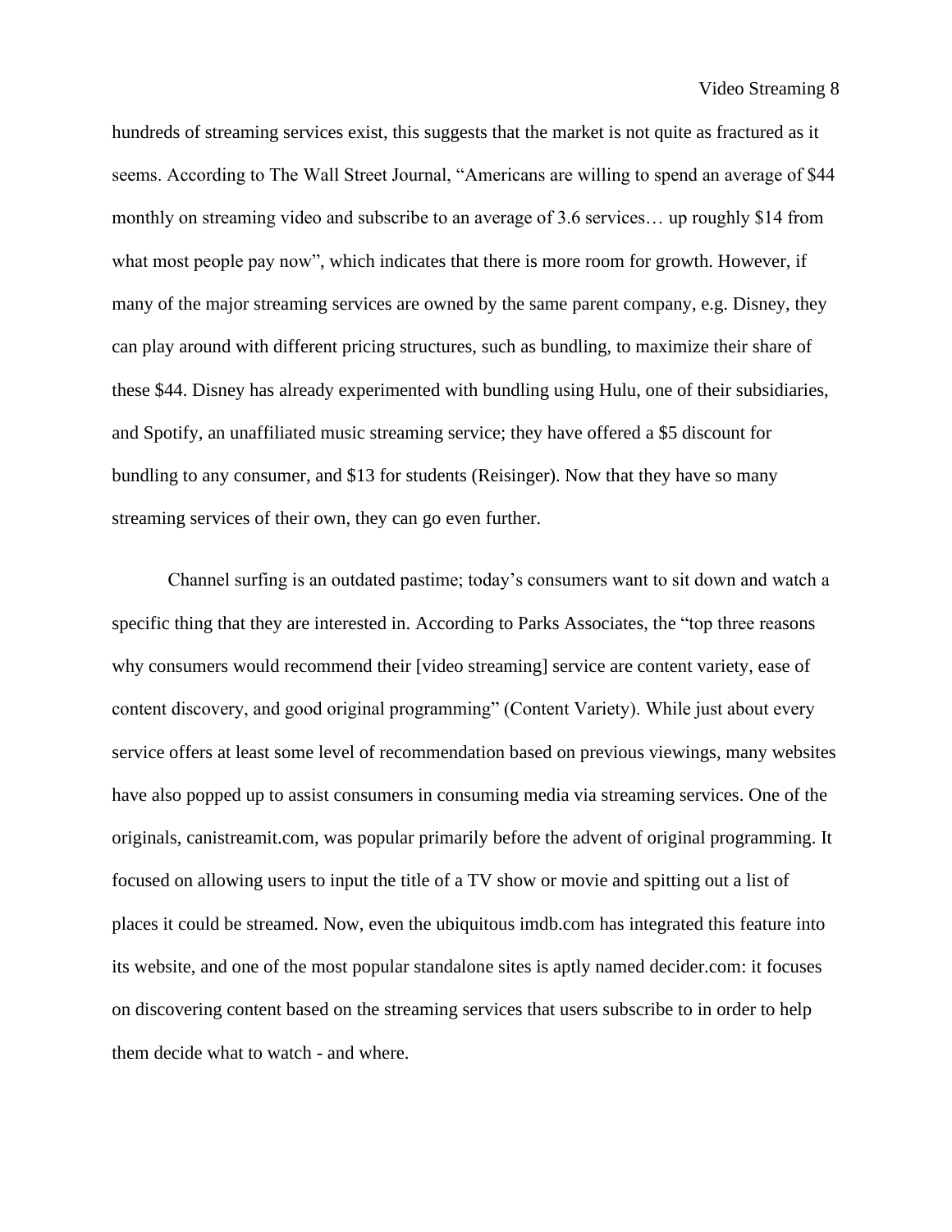hundreds of streaming services exist, this suggests that the market is not quite as fractured as it seems. According to The Wall Street Journal, “Americans are willing to spend an average of $44 monthly on streaming video and subscribe to an average of 3.6 services… up roughly $14 from what most people pay now”, which indicates that there is more room for growth. However, if many of the major streaming services are owned by the same parent company, e.g. Disney, they can play around with different pricing structures, such as bundling, to maximize their share of these $44. Disney has already experimented with bundling using Hulu, one of their subsidiaries, and Spotify, an unaffiliated music streaming service; they have offered a $5 discount for bundling to any consumer, and $13 for students (Reisinger). Now that they have so many streaming services of their own, they can go even further.

Channel surfing is an outdated pastime; today’s consumers want to sit down and watch a specific thing that they are interested in. According to Parks Associates, the “top three reasons why consumers would recommend their [video streaming] service are content variety, ease of content discovery, and good original programming” (Content Variety). While just about every service offers at least some level of recommendation based on previous viewings, many websites have also popped up to assist consumers in consuming media via streaming services. One of the originals, canistreamit.com, was popular primarily before the advent of original programming. It focused on allowing users to input the title of a TV show or movie and spitting out a list of places it could be streamed. Now, even the ubiquitous imdb.com has integrated this feature into its website, and one of the most popular standalone sites is aptly named decider.com: it focuses on discovering content based on the streaming services that users subscribe to in order to help them decide what to watch - and where.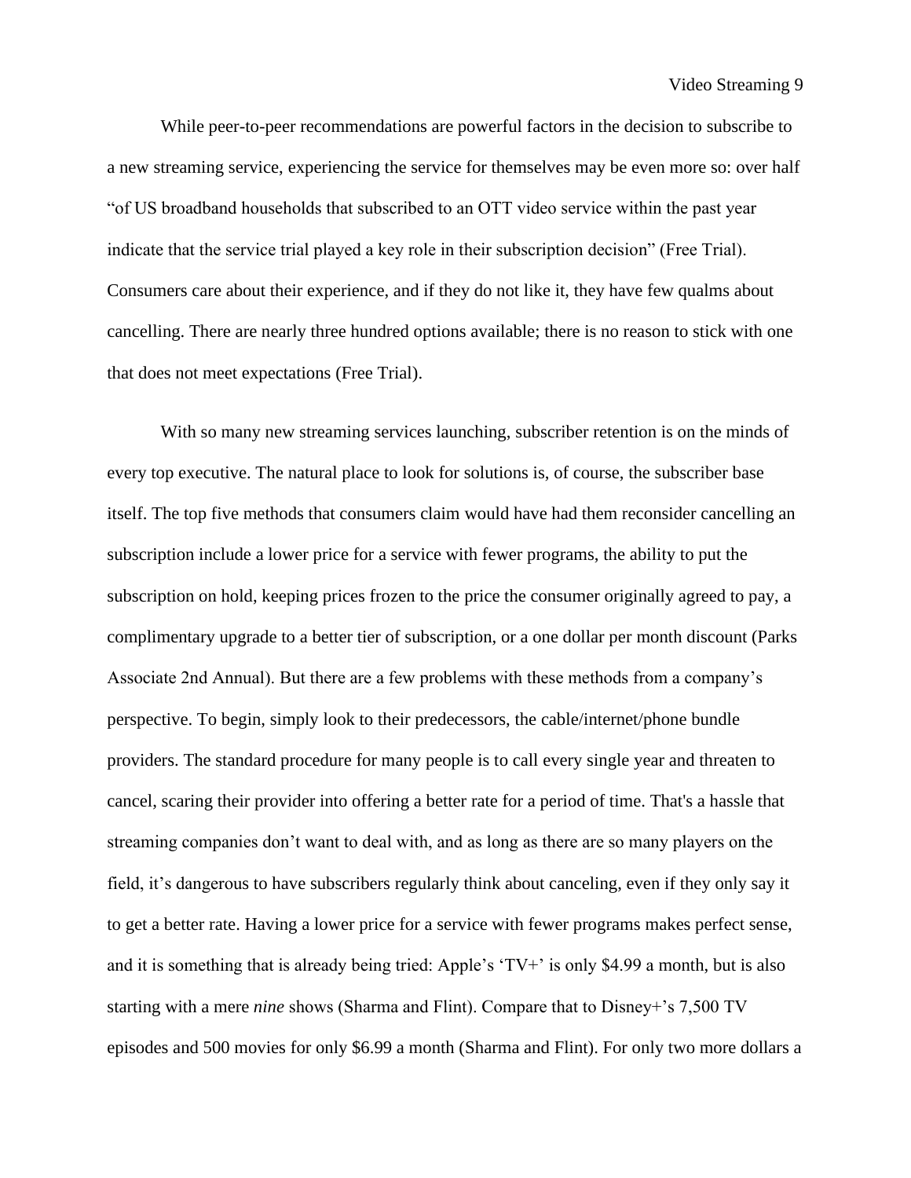While peer-to-peer recommendations are powerful factors in the decision to subscribe to a new streaming service, experiencing the service for themselves may be even more so: over half "of US broadband households that subscribed to an OTT video service within the past year indicate that the service trial played a key role in their subscription decision" (Free Trial). Consumers care about their experience, and if they do not like it, they have few qualms about cancelling. There are nearly three hundred options available; there is no reason to stick with one that does not meet expectations (Free Trial).

With so many new streaming services launching, subscriber retention is on the minds of every top executive. The natural place to look for solutions is, of course, the subscriber base itself. The top five methods that consumers claim would have had them reconsider cancelling an subscription include a lower price for a service with fewer programs, the ability to put the subscription on hold, keeping prices frozen to the price the consumer originally agreed to pay, a complimentary upgrade to a better tier of subscription, or a one dollar per month discount (Parks Associate 2nd Annual). But there are a few problems with these methods from a company's perspective. To begin, simply look to their predecessors, the cable/internet/phone bundle providers. The standard procedure for many people is to call every single year and threaten to cancel, scaring their provider into offering a better rate for a period of time. That's a hassle that streaming companies don't want to deal with, and as long as there are so many players on the field, it's dangerous to have subscribers regularly think about canceling, even if they only say it to get a better rate. Having a lower price for a service with fewer programs makes perfect sense, and it is something that is already being tried: Apple's 'TV+' is only $4.99 a month, but is also starting with a mere *nine* shows (Sharma and Flint). Compare that to Disney+'s 7,500 TV episodes and 500 movies for only $6.99 a month (Sharma and Flint). For only two more dollars a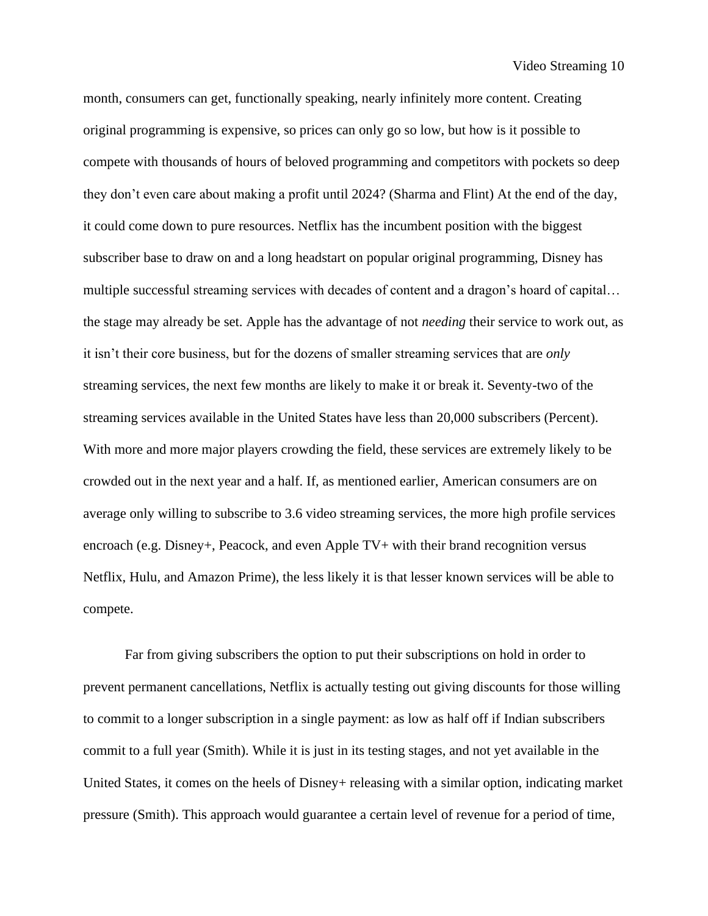month, consumers can get, functionally speaking, nearly infinitely more content. Creating original programming is expensive, so prices can only go so low, but how is it possible to compete with thousands of hours of beloved programming and competitors with pockets so deep they don't even care about making a profit until 2024? (Sharma and Flint) At the end of the day, it could come down to pure resources. Netflix has the incumbent position with the biggest subscriber base to draw on and a long headstart on popular original programming, Disney has multiple successful streaming services with decades of content and a dragon's hoard of capital… the stage may already be set. Apple has the advantage of not *needing* their service to work out, as it isn't their core business, but for the dozens of smaller streaming services that are *only* streaming services, the next few months are likely to make it or break it. Seventy-two of the streaming services available in the United States have less than 20,000 subscribers (Percent). With more and more major players crowding the field, these services are extremely likely to be crowded out in the next year and a half. If, as mentioned earlier, American consumers are on average only willing to subscribe to 3.6 video streaming services, the more high profile services encroach (e.g. Disney+, Peacock, and even Apple TV+ with their brand recognition versus Netflix, Hulu, and Amazon Prime), the less likely it is that lesser known services will be able to compete.

Far from giving subscribers the option to put their subscriptions on hold in order to prevent permanent cancellations, Netflix is actually testing out giving discounts for those willing to commit to a longer subscription in a single payment: as low as half off if Indian subscribers commit to a full year (Smith). While it is just in its testing stages, and not yet available in the United States, it comes on the heels of Disney+ releasing with a similar option, indicating market pressure (Smith). This approach would guarantee a certain level of revenue for a period of time,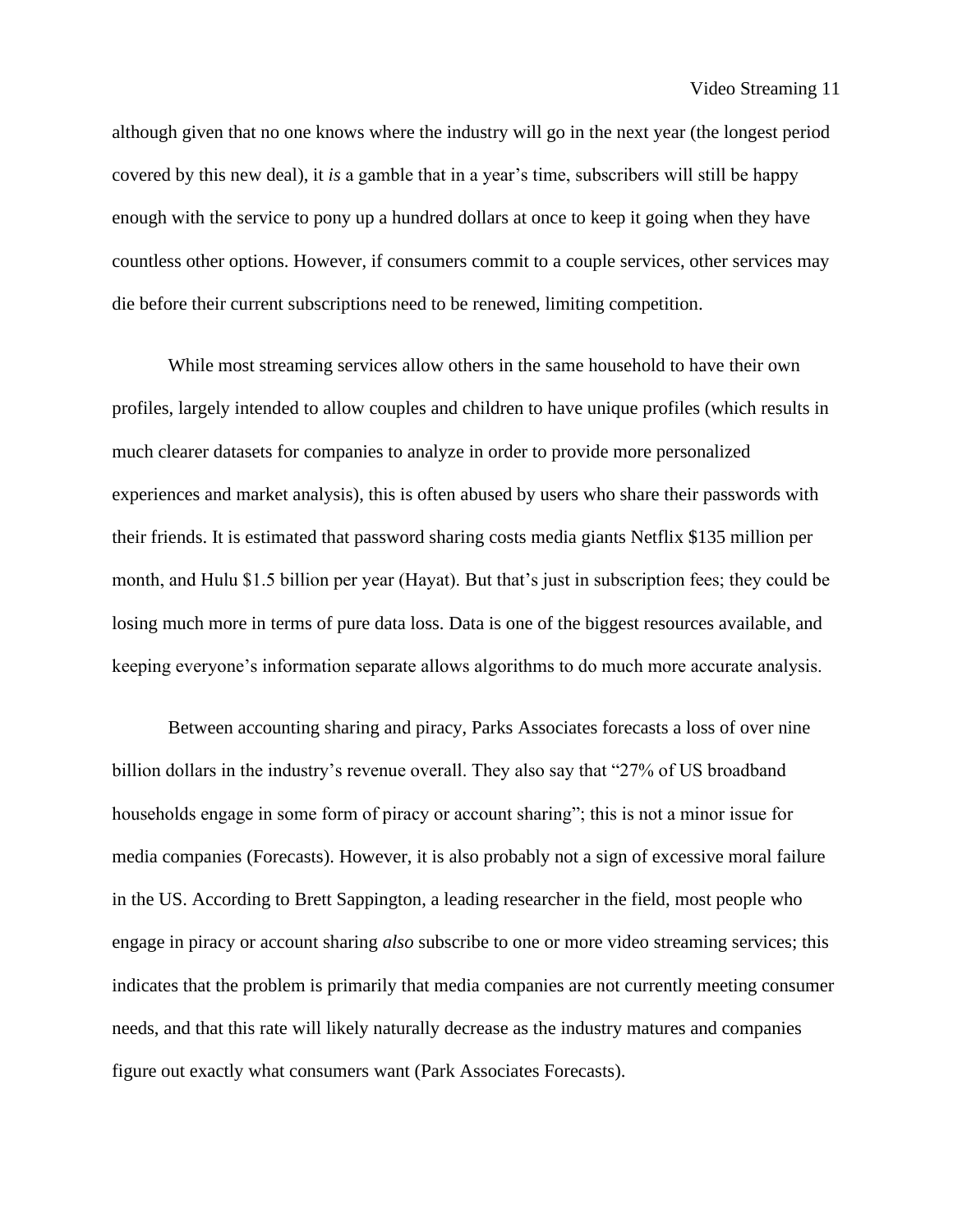although given that no one knows where the industry will go in the next year (the longest period covered by this new deal), it *is* a gamble that in a year's time, subscribers will still be happy enough with the service to pony up a hundred dollars at once to keep it going when they have countless other options. However, if consumers commit to a couple services, other services may die before their current subscriptions need to be renewed, limiting competition.

While most streaming services allow others in the same household to have their own profiles, largely intended to allow couples and children to have unique profiles (which results in much clearer datasets for companies to analyze in order to provide more personalized experiences and market analysis), this is often abused by users who share their passwords with their friends. It is estimated that password sharing costs media giants Netflix $135 million per month, and Hulu $1.5 billion per year (Hayat). But that's just in subscription fees; they could be losing much more in terms of pure data loss. Data is one of the biggest resources available, and keeping everyone's information separate allows algorithms to do much more accurate analysis.

Between accounting sharing and piracy, Parks Associates forecasts a loss of over nine billion dollars in the industry's revenue overall. They also say that "27% of US broadband households engage in some form of piracy or account sharing"; this is not a minor issue for media companies (Forecasts). However, it is also probably not a sign of excessive moral failure in the US. According to Brett Sappington, a leading researcher in the field, most people who engage in piracy or account sharing *also* subscribe to one or more video streaming services; this indicates that the problem is primarily that media companies are not currently meeting consumer needs, and that this rate will likely naturally decrease as the industry matures and companies figure out exactly what consumers want (Park Associates Forecasts).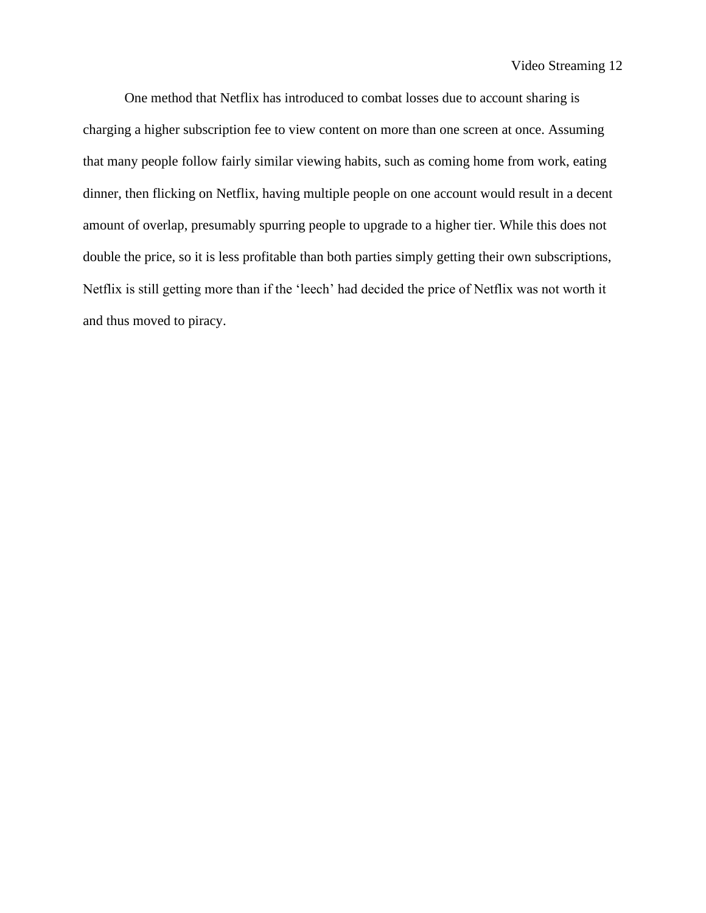One method that Netflix has introduced to combat losses due to account sharing is charging a higher subscription fee to view content on more than one screen at once. Assuming that many people follow fairly similar viewing habits, such as coming home from work, eating dinner, then flicking on Netflix, having multiple people on one account would result in a decent amount of overlap, presumably spurring people to upgrade to a higher tier. While this does not double the price, so it is less profitable than both parties simply getting their own subscriptions, Netflix is still getting more than if the 'leech' had decided the price of Netflix was not worth it and thus moved to piracy.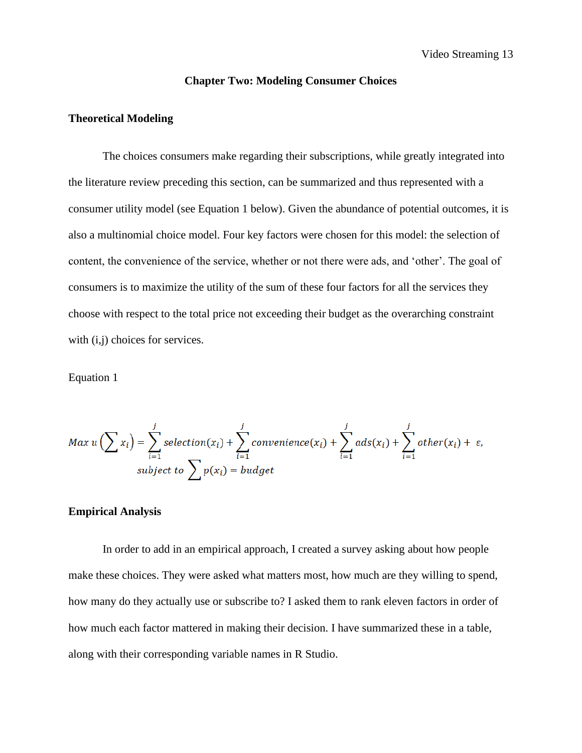## Chapter Two: Modeling Consumer Choices

### Theoretical Modeling

The choices consumers make regarding their subscriptions, while greatly integrated into the literature review preceding this section, can be summarized and thus represented with a consumer utility model (see Equation 1 below). Given the abundance of potential outcomes, it is also a multinomial choice model. Four key factors were chosen for this model: the selection of content, the convenience of the service, whether or not there were ads, and 'other'. The goal of consumers is to maximize the utility of the sum of these four factors for all the services they choose with respect to the total price not exceeding their budget as the overarching constraint with (i,j) choices for services.

Equation 1

$$Max\ u\left(\sum x_i\right) = \sum_{i=1}^{j} selection(x_i) + \sum_{i=1}^{j} convenience(x_i) + \sum_{i=1}^{j} ads(x_i) + \sum_{i=1}^{j} other(x_i) + \ \varepsilon,$$
$$subject\ to \sum p(x_i) = budget$$

### Empirical Analysis

In order to add in an empirical approach, I created a survey asking about how people make these choices. They were asked what matters most, how much are they willing to spend, how many do they actually use or subscribe to? I asked them to rank eleven factors in order of how much each factor mattered in making their decision. I have summarized these in a table, along with their corresponding variable names in R Studio.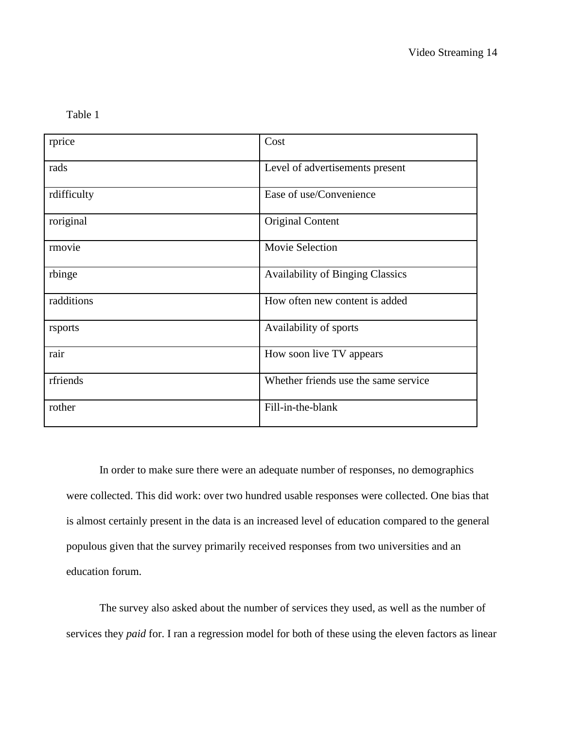Table 1

| rprice | Cost |
| --- | --- |
| rads | Level of advertisements present |
| rdifficulty | Ease of use/Convenience |
| roriginal | Original Content |
| rmovie | Movie Selection |
| rbinge | Availability of Binging Classics |
| radditions | How often new content is added |
| rsports | Availability of sports |
| rair | How soon live TV appears |
| rfriends | Whether friends use the same service |
| rother | Fill-in-the-blank |

In order to make sure there were an adequate number of responses, no demographics were collected. This did work: over two hundred usable responses were collected. One bias that is almost certainly present in the data is an increased level of education compared to the general populous given that the survey primarily received responses from two universities and an education forum.

The survey also asked about the number of services they used, as well as the number of services they *paid* for. I ran a regression model for both of these using the eleven factors as linear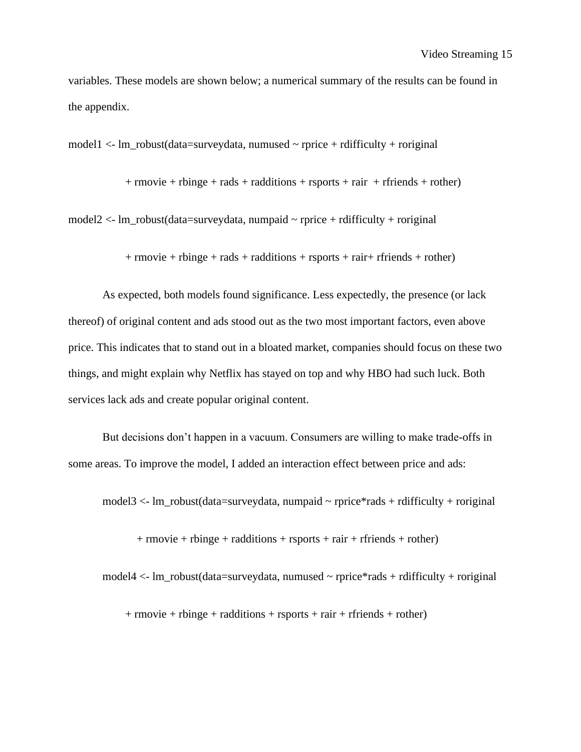variables. These models are shown below; a numerical summary of the results can be found in the appendix.

```
model1 <- lm_robust(data=surveydata, numused ~ rprice + rdifficulty + roriginal
          + rmovie + rbinge + rads + radditions + rsports + rair  + rfriends + rother)

model2 <- lm_robust(data=surveydata, numpaid ~ rprice + rdifficulty + roriginal
          + rmovie + rbinge + rads + radditions + rsports + rair+ rfriends + rother)
```

As expected, both models found significance. Less expectedly, the presence (or lack thereof) of original content and ads stood out as the two most important factors, even above price. This indicates that to stand out in a bloated market, companies should focus on these two things, and might explain why Netflix has stayed on top and why HBO had such luck. Both services lack ads and create popular original content.

But decisions don't happen in a vacuum. Consumers are willing to make trade-offs in some areas. To improve the model, I added an interaction effect between price and ads:

```
model3 <- lm_robust(data=surveydata, numpaid ~ rprice*rads + rdifficulty + roriginal
          + rmovie + rbinge + radditions + rsports + rair + rfriends + rother)

model4 <- lm_robust(data=surveydata, numused ~ rprice*rads + rdifficulty + roriginal
          + rmovie + rbinge + radditions + rsports + rair + rfriends + rother)
```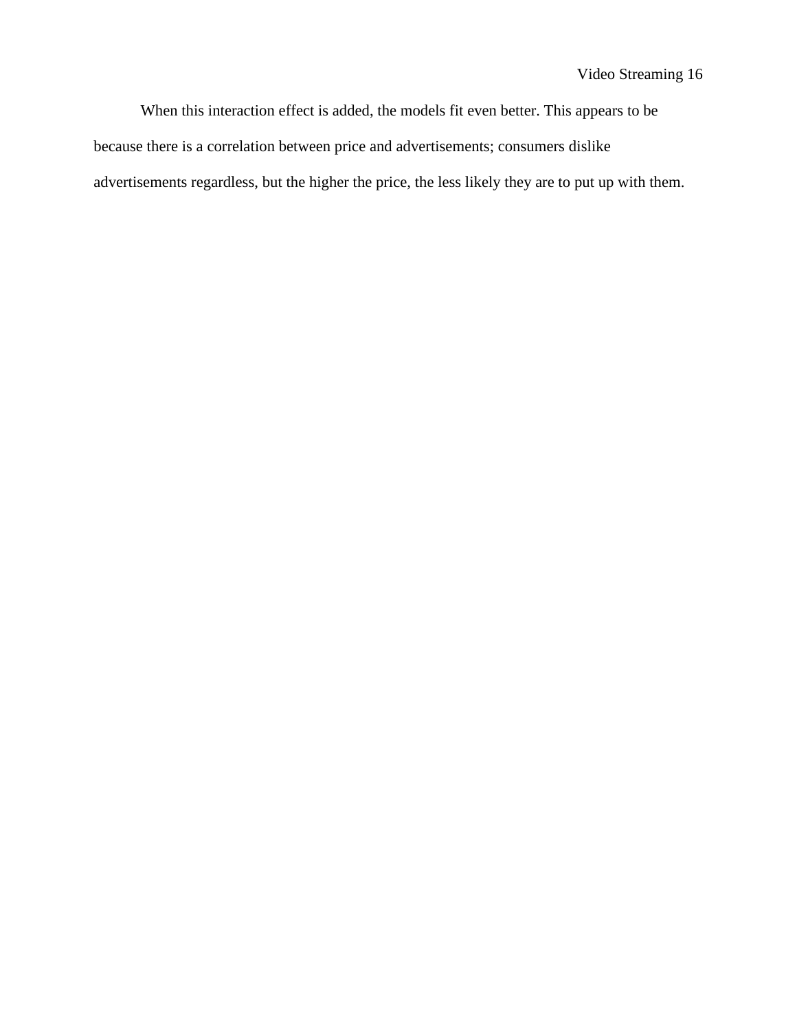When this interaction effect is added, the models fit even better. This appears to be because there is a correlation between price and advertisements; consumers dislike advertisements regardless, but the higher the price, the less likely they are to put up with them.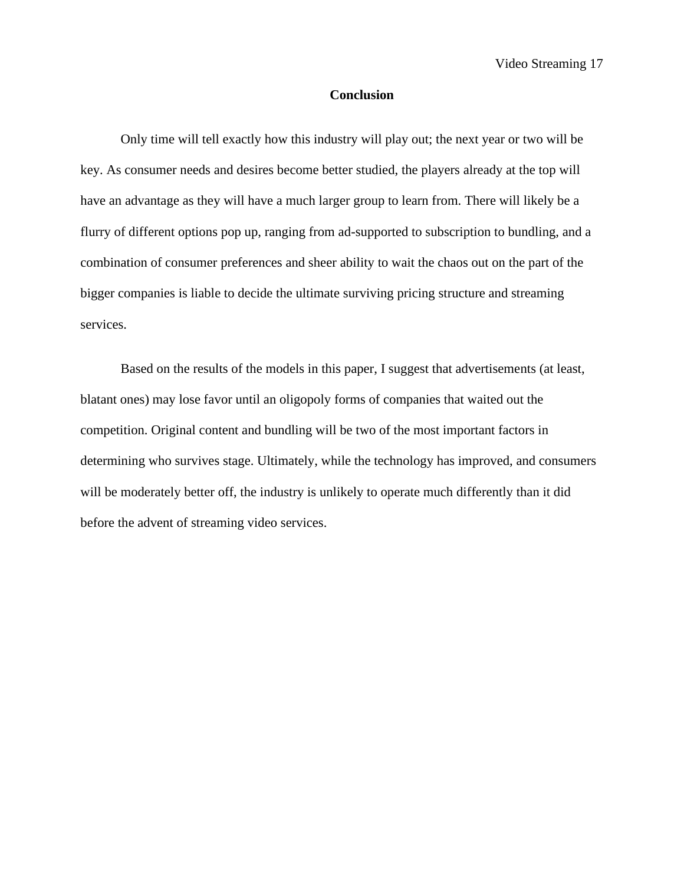# Conclusion

Only time will tell exactly how this industry will play out; the next year or two will be key. As consumer needs and desires become better studied, the players already at the top will have an advantage as they will have a much larger group to learn from. There will likely be a flurry of different options pop up, ranging from ad-supported to subscription to bundling, and a combination of consumer preferences and sheer ability to wait the chaos out on the part of the bigger companies is liable to decide the ultimate surviving pricing structure and streaming services.

Based on the results of the models in this paper, I suggest that advertisements (at least, blatant ones) may lose favor until an oligopoly forms of companies that waited out the competition. Original content and bundling will be two of the most important factors in determining who survives stage. Ultimately, while the technology has improved, and consumers will be moderately better off, the industry is unlikely to operate much differently than it did before the advent of streaming video services.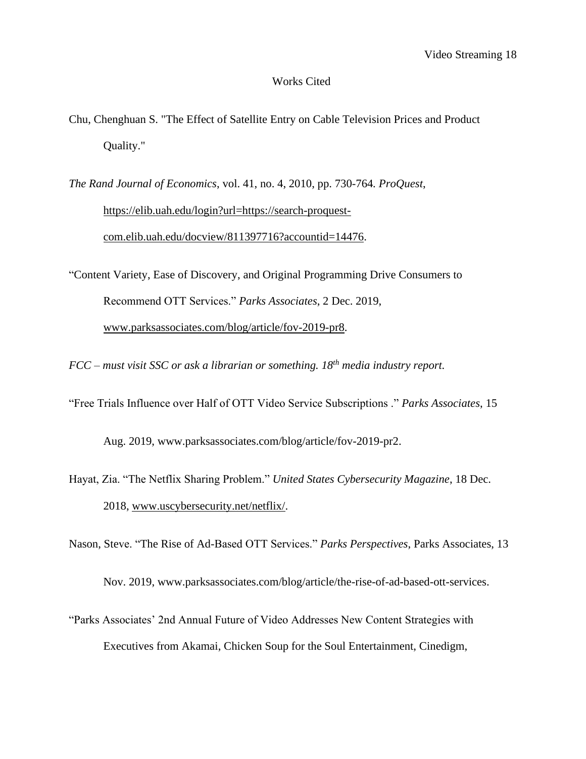Works Cited

Chu, Chenghuan S. "The Effect of Satellite Entry on Cable Television Prices and Product Quality."

*The Rand Journal of Economics*, vol. 41, no. 4, 2010, pp. 730-764. *ProQuest*, https://elib.uah.edu/login?url=https://search-proquest-com.elib.uah.edu/docview/811397716?accountid=14476.

"Content Variety, Ease of Discovery, and Original Programming Drive Consumers to Recommend OTT Services." *Parks Associates*, 2 Dec. 2019, www.parksassociates.com/blog/article/fov-2019-pr8.

*FCC – must visit SSC or ask a librarian or something. 18th media industry report.*

"Free Trials Influence over Half of OTT Video Service Subscriptions ." *Parks Associates*, 15 Aug. 2019, www.parksassociates.com/blog/article/fov-2019-pr2.

Hayat, Zia. "The Netflix Sharing Problem." *United States Cybersecurity Magazine*, 18 Dec. 2018, www.uscybersecurity.net/netflix/.

Nason, Steve. "The Rise of Ad-Based OTT Services." *Parks Perspectives*, Parks Associates, 13 Nov. 2019, www.parksassociates.com/blog/article/the-rise-of-ad-based-ott-services.

"Parks Associates' 2nd Annual Future of Video Addresses New Content Strategies with Executives from Akamai, Chicken Soup for the Soul Entertainment, Cinedigm,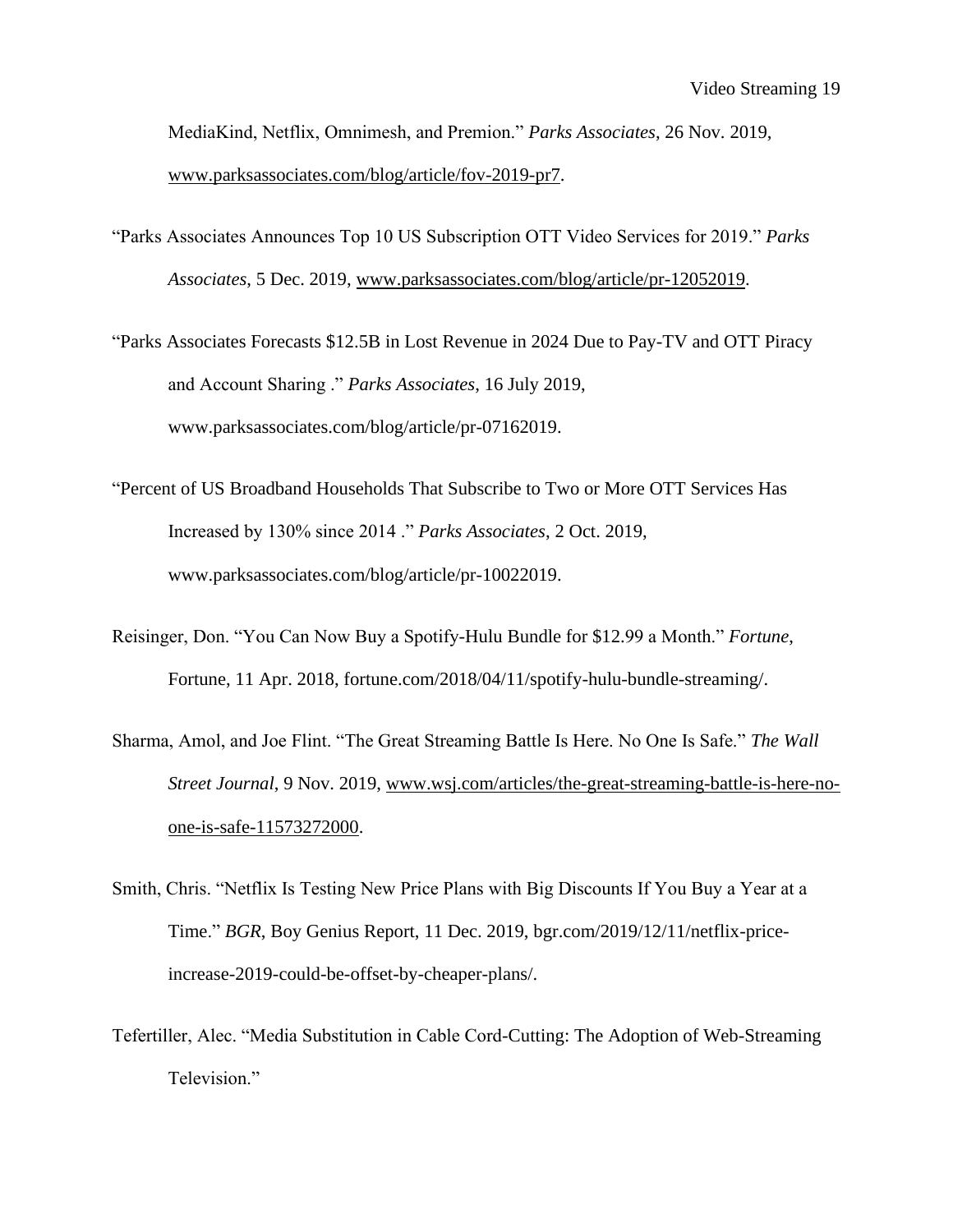MediaKind, Netflix, Omnimesh, and Premion." *Parks Associates*, 26 Nov. 2019, www.parksassociates.com/blog/article/fov-2019-pr7.

"Parks Associates Announces Top 10 US Subscription OTT Video Services for 2019." *Parks Associates*, 5 Dec. 2019, www.parksassociates.com/blog/article/pr-12052019.

"Parks Associates Forecasts $12.5B in Lost Revenue in 2024 Due to Pay-TV and OTT Piracy and Account Sharing ." *Parks Associates*, 16 July 2019, www.parksassociates.com/blog/article/pr-07162019.

"Percent of US Broadband Households That Subscribe to Two or More OTT Services Has Increased by 130% since 2014 ." *Parks Associates*, 2 Oct. 2019, www.parksassociates.com/blog/article/pr-10022019.

Reisinger, Don. "You Can Now Buy a Spotify-Hulu Bundle for $12.99 a Month." *Fortune*, Fortune, 11 Apr. 2018, fortune.com/2018/04/11/spotify-hulu-bundle-streaming/.

Sharma, Amol, and Joe Flint. "The Great Streaming Battle Is Here. No One Is Safe." *The Wall Street Journal*, 9 Nov. 2019, www.wsj.com/articles/the-great-streaming-battle-is-here-no-one-is-safe-11573272000.

Smith, Chris. "Netflix Is Testing New Price Plans with Big Discounts If You Buy a Year at a Time." *BGR*, Boy Genius Report, 11 Dec. 2019, bgr.com/2019/12/11/netflix-price-increase-2019-could-be-offset-by-cheaper-plans/.

Tefertiller, Alec. "Media Substitution in Cable Cord-Cutting: The Adoption of Web-Streaming Television."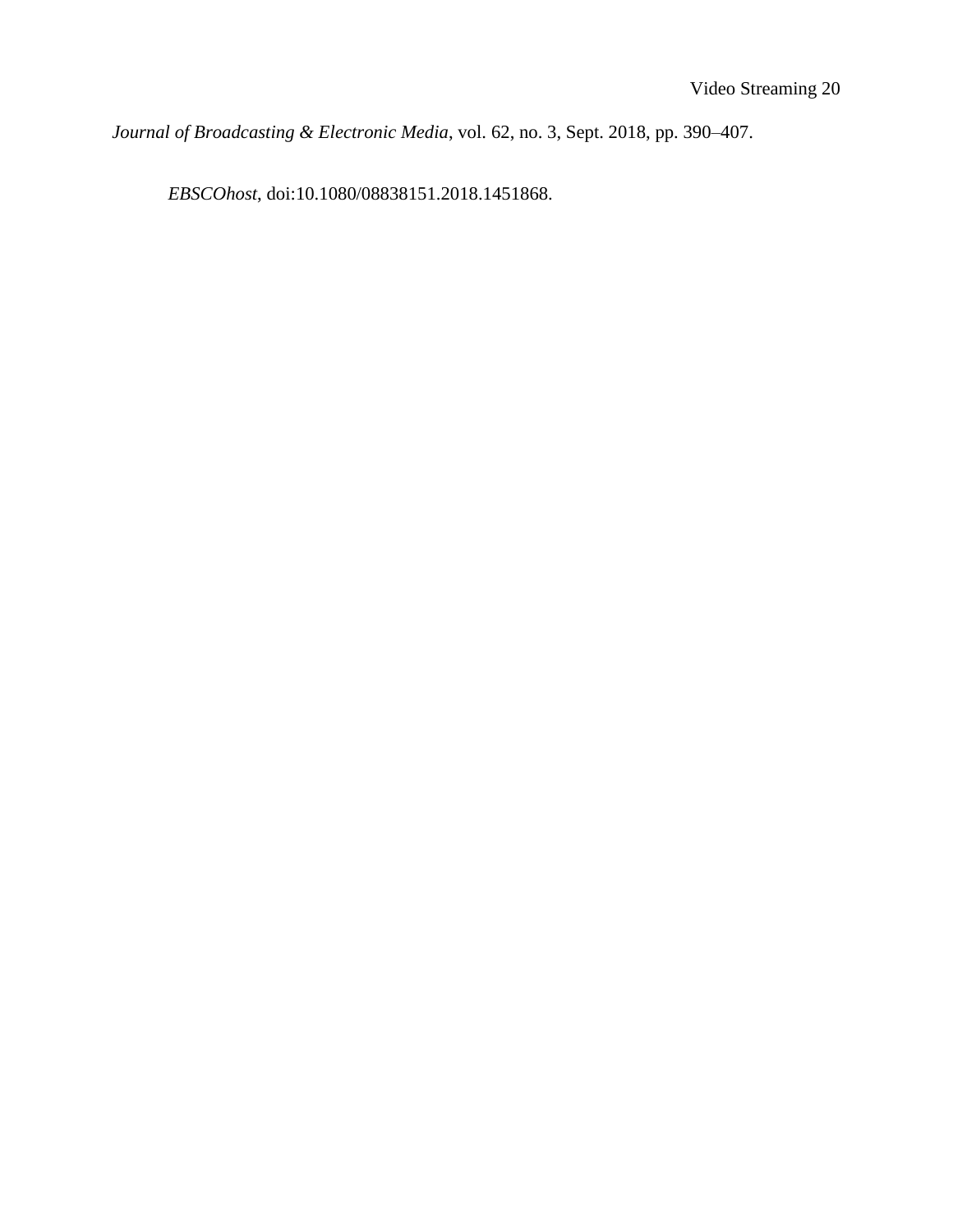*Journal of Broadcasting & Electronic Media*, vol. 62, no. 3, Sept. 2018, pp. 390–407.

*EBSCOhost*, doi:10.1080/08838151.2018.1451868.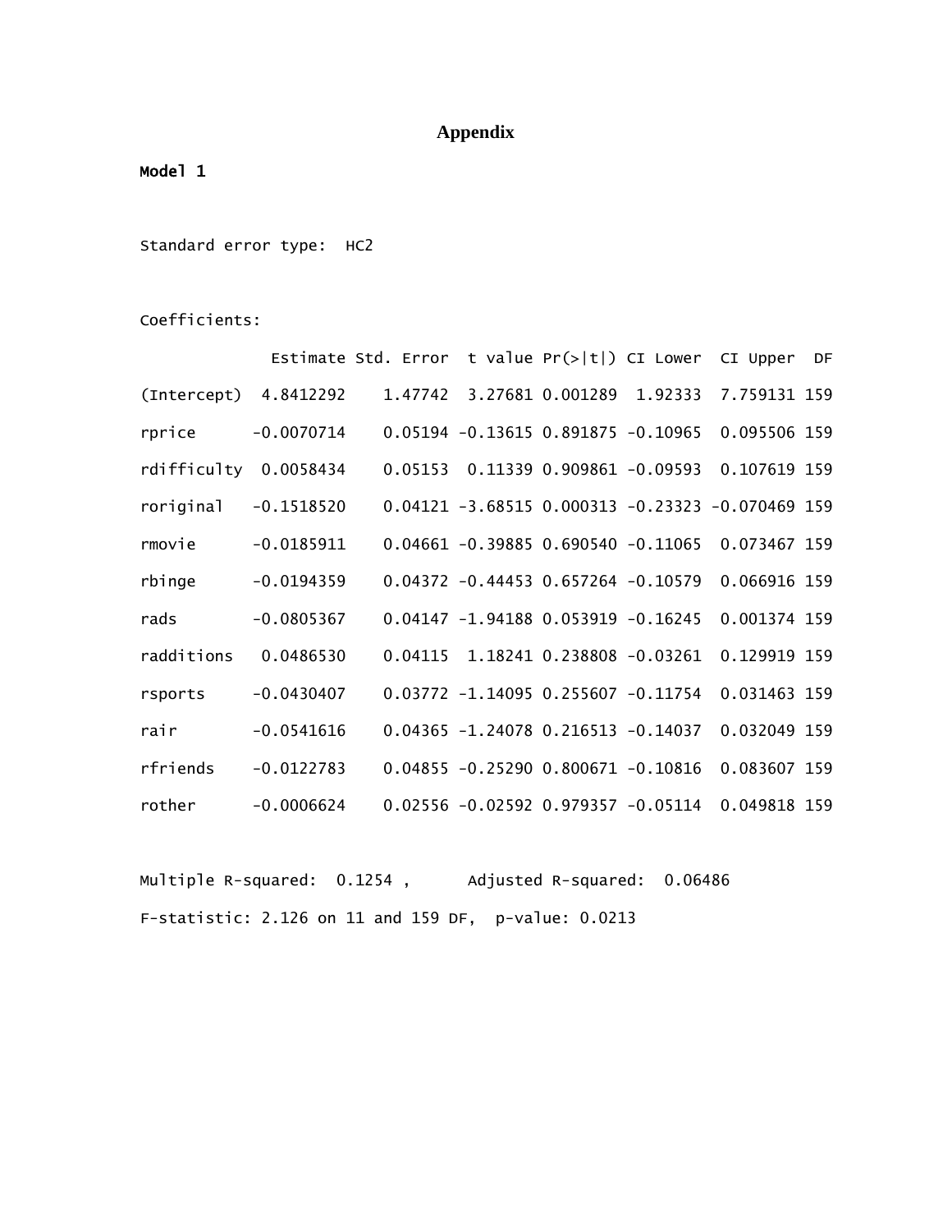# Appendix

**Model 1**

Standard error type: HC2

Coefficients:

| | Estimate | Std. Error | t value | Pr(>\|t\|) | CI Lower | CI Upper | DF |
|---|---|---|---|---|---|---|---|
| (Intercept) | 4.8412292 | 1.47742 | 3.27681 | 0.001289 | 1.92333 | 7.759131 | 159 |
| rprice | -0.0070714 | 0.05194 | -0.13615 | 0.891875 | -0.10965 | 0.095506 | 159 |
| rdifficulty | 0.0058434 | 0.05153 | 0.11339 | 0.909861 | -0.09593 | 0.107619 | 159 |
| roriginal | -0.1518520 | 0.04121 | -3.68515 | 0.000313 | -0.23323 | -0.070469 | 159 |
| rmovie | -0.0185911 | 0.04661 | -0.39885 | 0.690540 | -0.11065 | 0.073467 | 159 |
| rbinge | -0.0194359 | 0.04372 | -0.44453 | 0.657264 | -0.10579 | 0.066916 | 159 |
| rads | -0.0805367 | 0.04147 | -1.94188 | 0.053919 | -0.16245 | 0.001374 | 159 |
| radditions | 0.0486530 | 0.04115 | 1.18241 | 0.238808 | -0.03261 | 0.129919 | 159 |
| rsports | -0.0430407 | 0.03772 | -1.14095 | 0.255607 | -0.11754 | 0.031463 | 159 |
| rair | -0.0541616 | 0.04365 | -1.24078 | 0.216513 | -0.14037 | 0.032049 | 159 |
| rfriends | -0.0122783 | 0.04855 | -0.25290 | 0.800671 | -0.10816 | 0.083607 | 159 |
| rother | -0.0006624 | 0.02556 | -0.02592 | 0.979357 | -0.05114 | 0.049818 | 159 |

Multiple R-squared: 0.1254 , Adjusted R-squared: 0.06486

F-statistic: 2.126 on 11 and 159 DF, p-value: 0.0213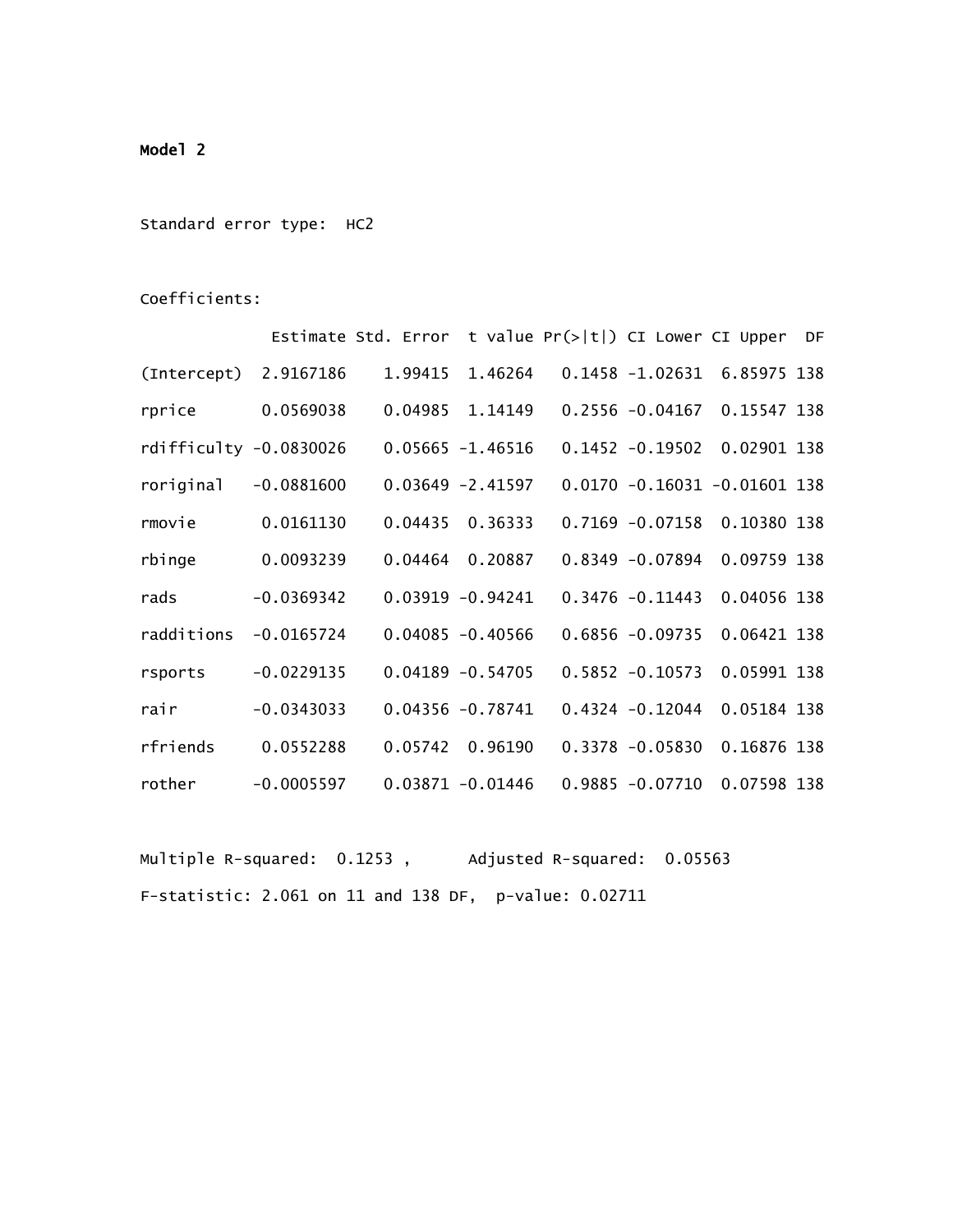Model 2

Standard error type: HC2

Coefficients:

| | Estimate | Std. Error | t value | Pr(>\|t\|) | CI Lower | CI Upper | DF |
|---|---|---|---|---|---|---|---|
| (Intercept) | 2.9167186 | 1.99415 | 1.46264 | 0.1458 | -1.02631 | 6.85975 | 138 |
| rprice | 0.0569038 | 0.04985 | 1.14149 | 0.2556 | -0.04167 | 0.15547 | 138 |
| rdifficulty | -0.0830026 | 0.05665 | -1.46516 | 0.1452 | -0.19502 | 0.02901 | 138 |
| roriginal | -0.0881600 | 0.03649 | -2.41597 | 0.0170 | -0.16031 | -0.01601 | 138 |
| rmovie | 0.0161130 | 0.04435 | 0.36333 | 0.7169 | -0.07158 | 0.10380 | 138 |
| rbinge | 0.0093239 | 0.04464 | 0.20887 | 0.8349 | -0.07894 | 0.09759 | 138 |
| rads | -0.0369342 | 0.03919 | -0.94241 | 0.3476 | -0.11443 | 0.04056 | 138 |
| radditions | -0.0165724 | 0.04085 | -0.40566 | 0.6856 | -0.09735 | 0.06421 | 138 |
| rsports | -0.0229135 | 0.04189 | -0.54705 | 0.5852 | -0.10573 | 0.05991 | 138 |
| rair | -0.0343033 | 0.04356 | -0.78741 | 0.4324 | -0.12044 | 0.05184 | 138 |
| rfriends | 0.0552288 | 0.05742 | 0.96190 | 0.3378 | -0.05830 | 0.16876 | 138 |
| rother | -0.0005597 | 0.03871 | -0.01446 | 0.9885 | -0.07710 | 0.07598 | 138 |

Multiple R-squared: 0.1253 , Adjusted R-squared: 0.05563

F-statistic: 2.061 on 11 and 138 DF, p-value: 0.02711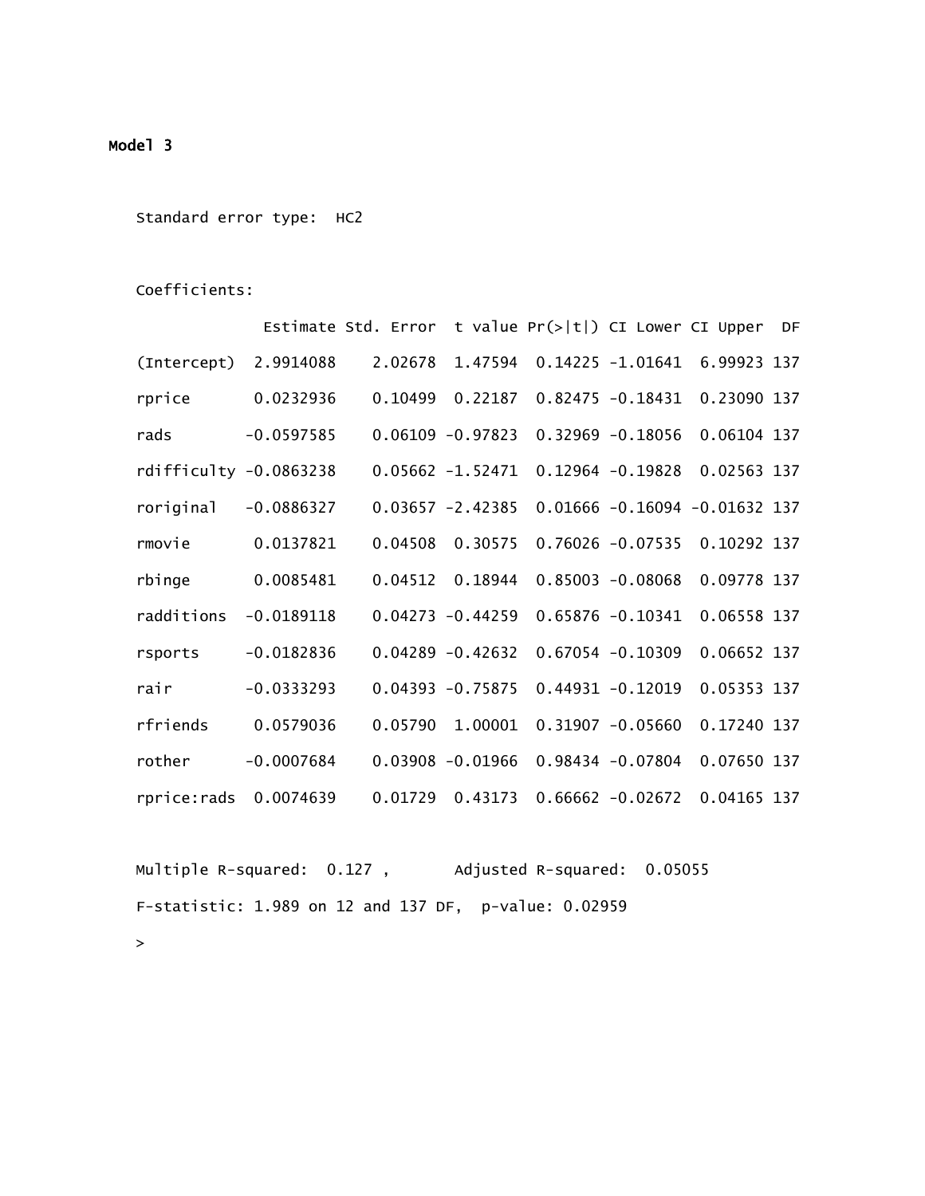Model 3

```
Standard error type:  HC2

Coefficients:
              Estimate Std. Error  t value Pr(>|t|) CI Lower CI Upper  DF
(Intercept)  2.9914088    2.02678  1.47594  0.14225 -1.01641  6.99923 137
rprice       0.0232936    0.10499  0.22187  0.82475 -0.18431  0.23090 137
rads        -0.0597585    0.06109 -0.97823  0.32969 -0.18056  0.06104 137
rdifficulty -0.0863238    0.05662 -1.52471  0.12964 -0.19828  0.02563 137
roriginal   -0.0886327    0.03657 -2.42385  0.01666 -0.16094 -0.01632 137
rmovie       0.0137821    0.04508  0.30575  0.76026 -0.07535  0.10292 137
rbinge       0.0085481    0.04512  0.18944  0.85003 -0.08068  0.09778 137
radditions  -0.0189118    0.04273 -0.44259  0.65876 -0.10341  0.06558 137
rsports     -0.0182836    0.04289 -0.42632  0.67054 -0.10309  0.06652 137
rair        -0.0333293    0.04393 -0.75875  0.44931 -0.12019  0.05353 137
rfriends     0.0579036    0.05790  1.00001  0.31907 -0.05660  0.17240 137
rother      -0.0007684    0.03908 -0.01966  0.98434 -0.07804  0.07650 137
rprice:rads  0.0074639    0.01729  0.43173  0.66662 -0.02672  0.04165 137

Multiple R-squared:  0.127 ,	Adjusted R-squared:  0.05055
F-statistic: 1.989 on 12 and 137 DF,  p-value: 0.02959
>
```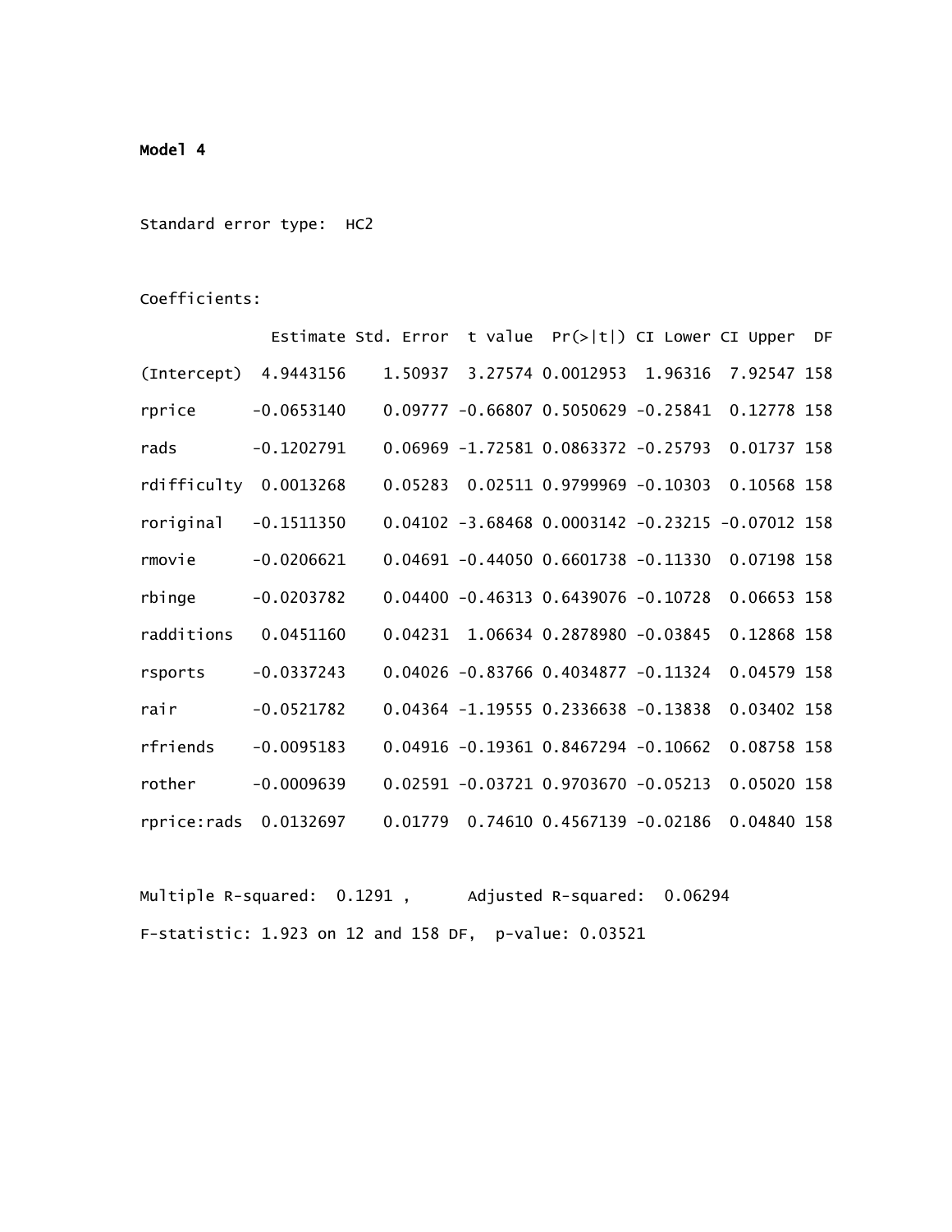**Model 4**

Standard error type: HC2

Coefficients:

| | Estimate | Std. Error | t value | Pr(>\|t\|) | CI Lower | CI Upper | DF |
|---|---|---|---|---|---|---|---|
| (Intercept) | 4.9443156 | 1.50937 | 3.27574 | 0.0012953 | 1.96316 | 7.92547 | 158 |
| rprice | -0.0653140 | 0.09777 | -0.66807 | 0.5050629 | -0.25841 | 0.12778 | 158 |
| rads | -0.1202791 | 0.06969 | -1.72581 | 0.0863372 | -0.25793 | 0.01737 | 158 |
| rdifficulty | 0.0013268 | 0.05283 | 0.02511 | 0.9799969 | -0.10303 | 0.10568 | 158 |
| roriginal | -0.1511350 | 0.04102 | -3.68468 | 0.0003142 | -0.23215 | -0.07012 | 158 |
| rmovie | -0.0206621 | 0.04691 | -0.44050 | 0.6601738 | -0.11330 | 0.07198 | 158 |
| rbinge | -0.0203782 | 0.04400 | -0.46313 | 0.6439076 | -0.10728 | 0.06653 | 158 |
| radditions | 0.0451160 | 0.04231 | 1.06634 | 0.2878980 | -0.03845 | 0.12868 | 158 |
| rsports | -0.0337243 | 0.04026 | -0.83766 | 0.4034877 | -0.11324 | 0.04579 | 158 |
| rair | -0.0521782 | 0.04364 | -1.19555 | 0.2336638 | -0.13838 | 0.03402 | 158 |
| rfriends | -0.0095183 | 0.04916 | -0.19361 | 0.8467294 | -0.10662 | 0.08758 | 158 |
| rother | -0.0009639 | 0.02591 | -0.03721 | 0.9703670 | -0.05213 | 0.05020 | 158 |
| rprice:rads | 0.0132697 | 0.01779 | 0.74610 | 0.4567139 | -0.02186 | 0.04840 | 158 |

Multiple R-squared: 0.1291 , Adjusted R-squared: 0.06294

F-statistic: 1.923 on 12 and 158 DF, p-value: 0.03521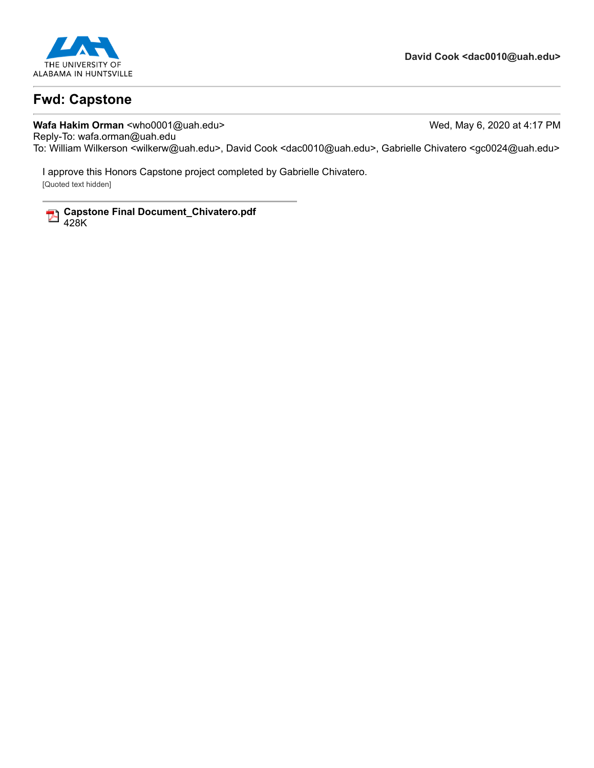THE UNIVERSITY OF ALABAMA IN HUNTSVILLE

**David Cook <dac0010@uah.edu>**

# Fwd: Capstone

**Wafa Hakim Orman** <who0001@uah.edu>
Wed, May 6, 2020 at 4:17 PM
Reply-To: wafa.orman@uah.edu
To: William Wilkerson <wilkerw@uah.edu>, David Cook <dac0010@uah.edu>, Gabrielle Chivatero <gc0024@uah.edu>

I approve this Honors Capstone project completed by Gabrielle Chivatero.

[Quoted text hidden]

**Capstone Final Document_Chivatero.pdf**
428K